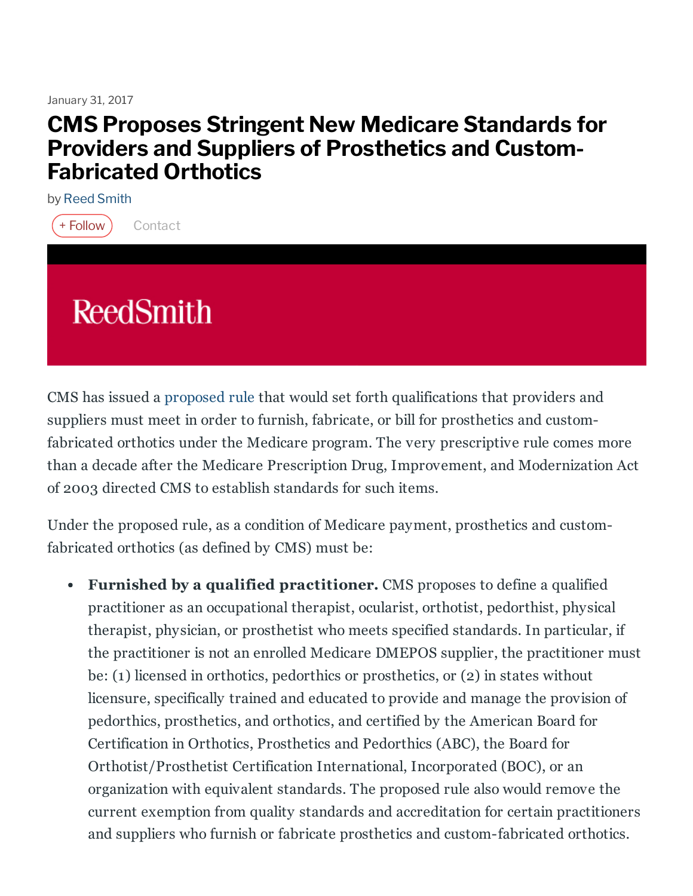January 31, 2017

# CMS Proposes Stringent New Medicare Standards for Providers and Suppliers of Prosthetics and Custom-Fabricated Orthotics

by Reed Smith

+ Follow    Contact

ReedSmith

CMS has issued a proposed rule that would set forth qualifications that providers and suppliers must meet in order to furnish, fabricate, or bill for prosthetics and custom-fabricated orthotics under the Medicare program. The very prescriptive rule comes more than a decade after the Medicare Prescription Drug, Improvement, and Modernization Act of 2003 directed CMS to establish standards for such items.

Under the proposed rule, as a condition of Medicare payment, prosthetics and custom-fabricated orthotics (as defined by CMS) must be:

- **Furnished by a qualified practitioner.** CMS proposes to define a qualified practitioner as an occupational therapist, ocularist, orthotist, pedorthist, physical therapist, physician, or prosthetist who meets specified standards. In particular, if the practitioner is not an enrolled Medicare DMEPOS supplier, the practitioner must be: (1) licensed in orthotics, pedorthics or prosthetics, or (2) in states without licensure, specifically trained and educated to provide and manage the provision of pedorthics, prosthetics, and orthotics, and certified by the American Board for Certification in Orthotics, Prosthetics and Pedorthics (ABC), the Board for Orthotist/Prosthetist Certification International, Incorporated (BOC), or an organization with equivalent standards. The proposed rule also would remove the current exemption from quality standards and accreditation for certain practitioners and suppliers who furnish or fabricate prosthetics and custom-fabricated orthotics.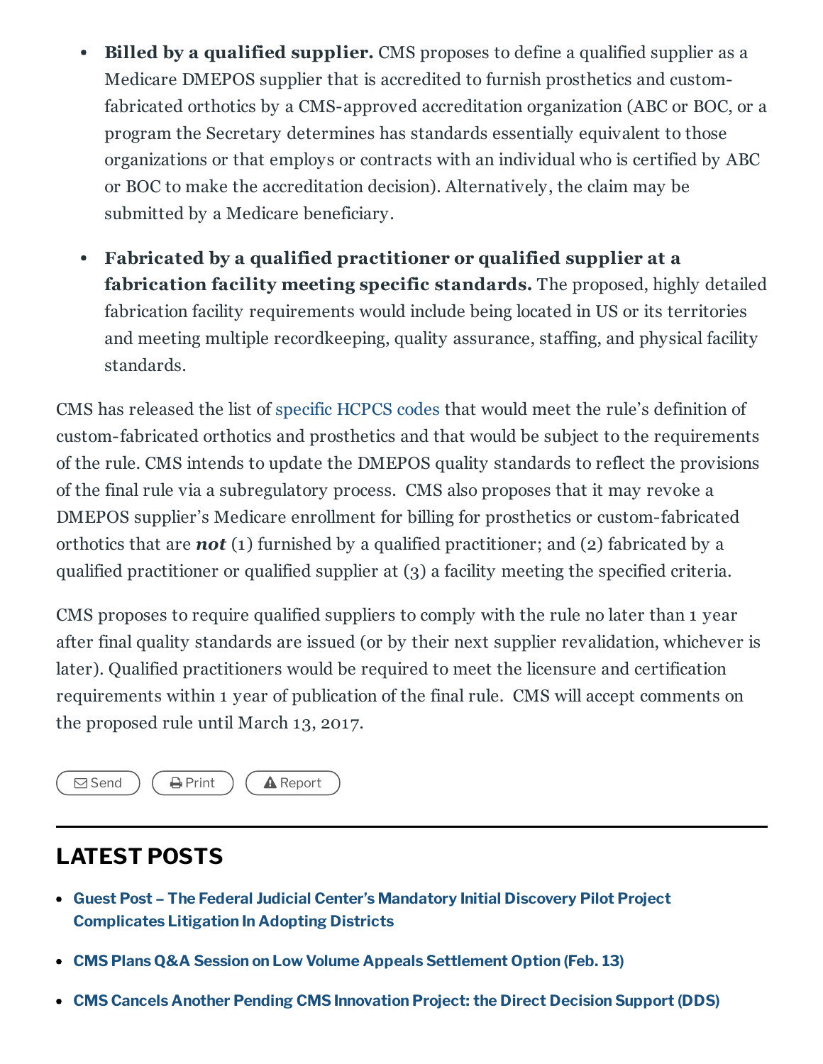- **Billed by a qualified supplier.** CMS proposes to define a qualified supplier as a Medicare DMEPOS supplier that is accredited to furnish prosthetics and custom-fabricated orthotics by a CMS-approved accreditation organization (ABC or BOC, or a program the Secretary determines has standards essentially equivalent to those organizations or that employs or contracts with an individual who is certified by ABC or BOC to make the accreditation decision). Alternatively, the claim may be submitted by a Medicare beneficiary.
- **Fabricated by a qualified practitioner or qualified supplier at a fabrication facility meeting specific standards.** The proposed, highly detailed fabrication facility requirements would include being located in US or its territories and meeting multiple recordkeeping, quality assurance, staffing, and physical facility standards.

CMS has released the list of specific HCPCS codes that would meet the rule's definition of custom-fabricated orthotics and prosthetics and that would be subject to the requirements of the rule. CMS intends to update the DMEPOS quality standards to reflect the provisions of the final rule via a subregulatory process. CMS also proposes that it may revoke a DMEPOS supplier's Medicare enrollment for billing for prosthetics or custom-fabricated orthotics that are ***not*** (1) furnished by a qualified practitioner; and (2) fabricated by a qualified practitioner or qualified supplier at (3) a facility meeting the specified criteria.

CMS proposes to require qualified suppliers to comply with the rule no later than 1 year after final quality standards are issued (or by their next supplier revalidation, whichever is later). Qualified practitioners would be required to meet the licensure and certification requirements within 1 year of publication of the final rule. CMS will accept comments on the proposed rule until March 13, 2017.

Send Print Report

## LATEST POSTS

- **Guest Post – The Federal Judicial Center's Mandatory Initial Discovery Pilot Project Complicates Litigation In Adopting Districts**
- **CMS Plans Q&A Session on Low Volume Appeals Settlement Option (Feb. 13)**
- **CMS Cancels Another Pending CMS Innovation Project: the Direct Decision Support (DDS)**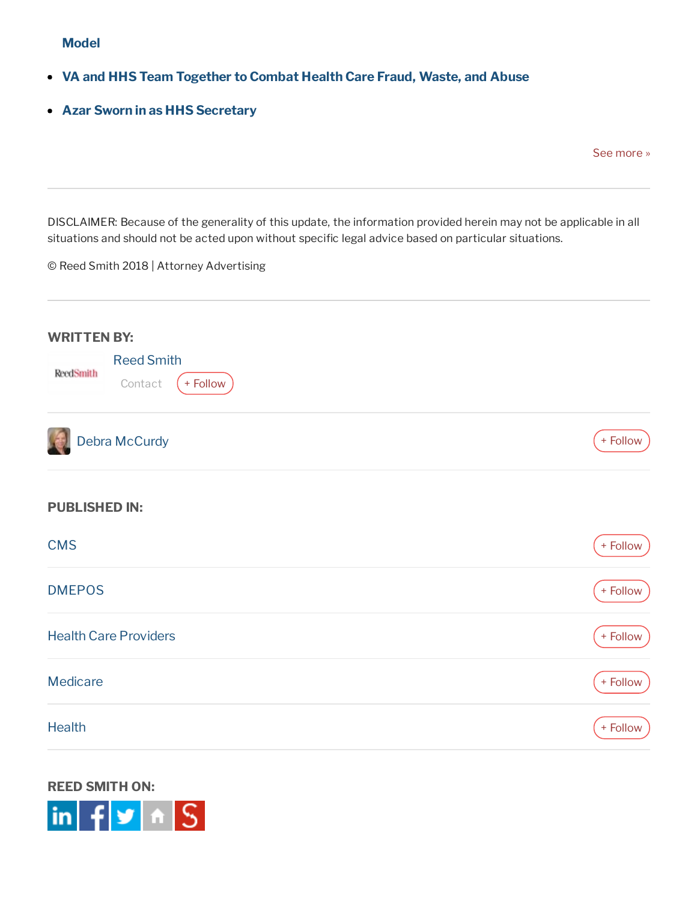**Model**

- **VA and HHS Team Together to Combat Health Care Fraud, Waste, and Abuse**
- **Azar Sworn in as HHS Secretary**

See more »

---

DISCLAIMER: Because of the generality of this update, the information provided herein may not be applicable in all situations and should not be acted upon without specific legal advice based on particular situations.

© Reed Smith 2018 | Attorney Advertising

---

**WRITTEN BY:**

Reed Smith

Contact + Follow

Debra McCurdy + Follow

**PUBLISHED IN:**

CMS + Follow

DMEPOS + Follow

Health Care Providers + Follow

Medicare + Follow

Health + Follow

**REED SMITH ON:**